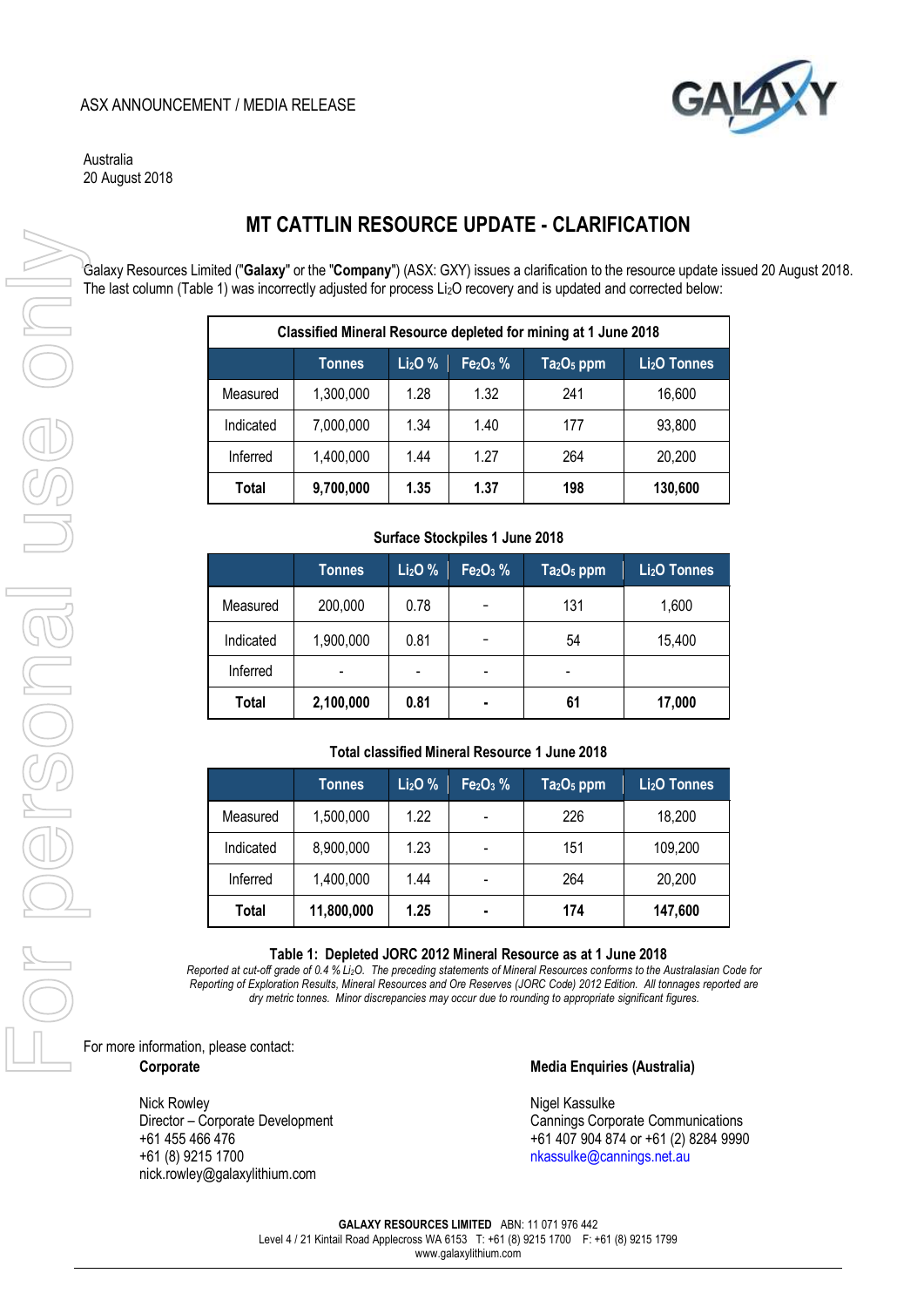ASX ANNOUNCEMENT / MEDIA RELEASE

Australia
20 August 2018

# MT CATTLIN RESOURCE UPDATE - CLARIFICATION

Galaxy Resources Limited ("**Galaxy**" or the "**Company**") (ASX: GXY) issues a clarification to the resource update issued 20 August 2018. The last column (Table 1) was incorrectly adjusted for process $Li_2O$ recovery and is updated and corrected below:

**Classified Mineral Resource depleted for mining at 1 June 2018**

| | Tonnes | $Li_2O$ % | $Fe_2O_3$ % | $Ta_2O_5$ ppm | $Li_2O$ Tonnes |
|---|---|---|---|---|---|
| Measured | 1,300,000 | 1.28 | 1.32 | 241 | 16,600 |
| Indicated | 7,000,000 | 1.34 | 1.40 | 177 | 93,800 |
| Inferred | 1,400,000 | 1.44 | 1.27 | 264 | 20,200 |
| **Total** | **9,700,000** | **1.35** | **1.37** | **198** | **130,600** |

**Surface Stockpiles 1 June 2018**

| | Tonnes | $Li_2O$ % | $Fe_2O_3$ % | $Ta_2O_5$ ppm | $Li_2O$ Tonnes |
|---|---|---|---|---|---|
| Measured | 200,000 | 0.78 | - | 131 | 1,600 |
| Indicated | 1,900,000 | 0.81 | - | 54 | 15,400 |
| Inferred | - | - | - | - | |
| **Total** | **2,100,000** | **0.81** | **-** | **61** | **17,000** |

**Total classified Mineral Resource 1 June 2018**

| | Tonnes | $Li_2O$ % | $Fe_2O_3$ % | $Ta_2O_5$ ppm | $Li_2O$ Tonnes |
|---|---|---|---|---|---|
| Measured | 1,500,000 | 1.22 | - | 226 | 18,200 |
| Indicated | 8,900,000 | 1.23 | - | 151 | 109,200 |
| Inferred | 1,400,000 | 1.44 | - | 264 | 20,200 |
| **Total** | **11,800,000** | **1.25** | **-** | **174** | **147,600** |

**Table 1: Depleted JORC 2012 Mineral Resource as at 1 June 2018**

*Reported at cut-off grade of 0.4 % $Li_2O$. The preceding statements of Mineral Resources conforms to the Australasian Code for Reporting of Exploration Results, Mineral Resources and Ore Reserves (JORC Code) 2012 Edition. All tonnages reported are dry metric tonnes. Minor discrepancies may occur due to rounding to appropriate significant figures.*

For more information, please contact:

**Corporate**

Nick Rowley
Director – Corporate Development
+61 455 466 476
+61 (8) 9215 1700
nick.rowley@galaxylithium.com

**Media Enquiries (Australia)**

Nigel Kassulke
Cannings Corporate Communications
+61 407 904 874 or +61 (2) 8284 9990
nkassulke@cannings.net.au

**GALAXY RESOURCES LIMITED** ABN: 11 071 976 442
Level 4 / 21 Kintail Road Applecross WA 6153 T: +61 (8) 9215 1700 F: +61 (8) 9215 1799
www.galaxylithium.com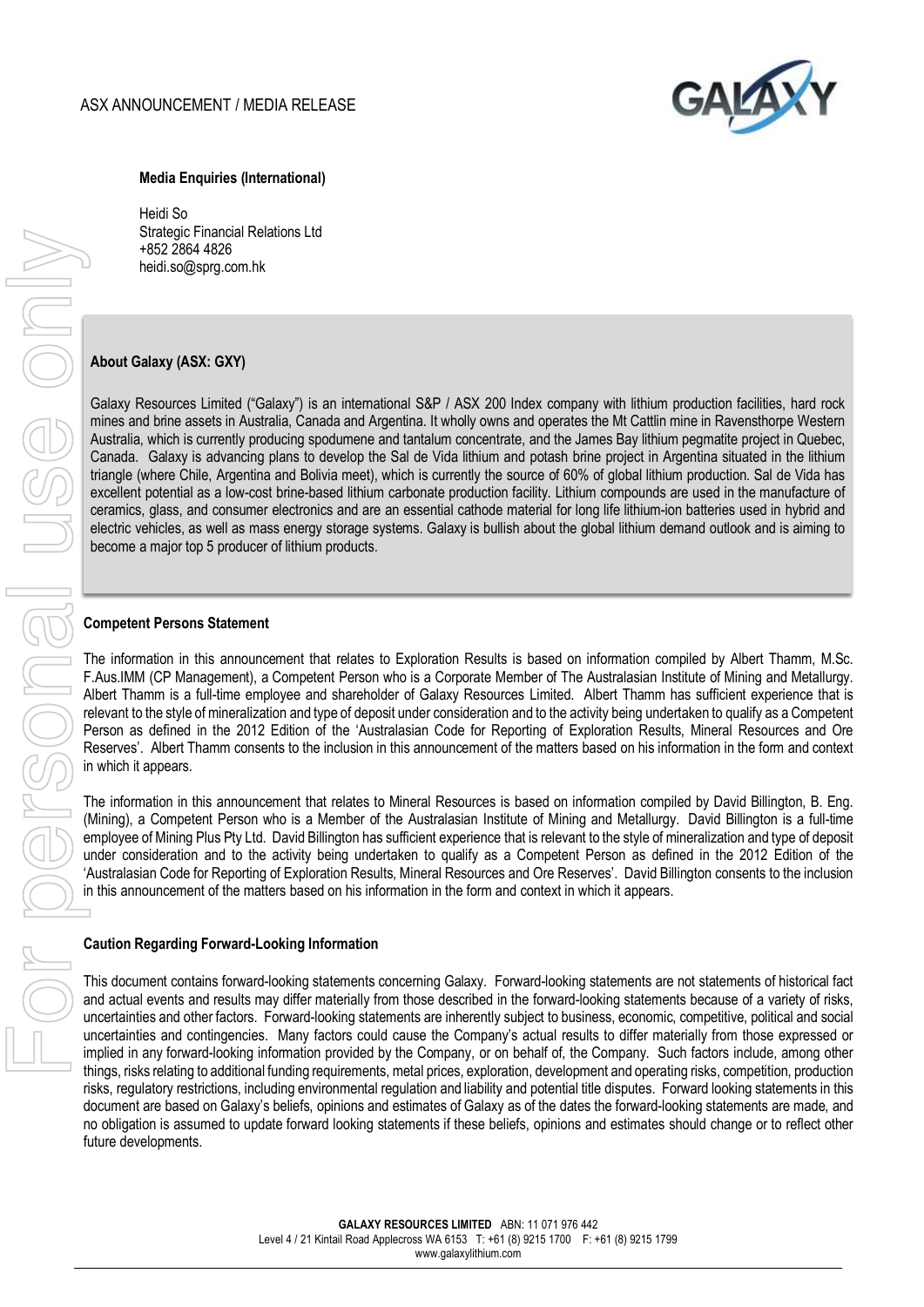**Media Enquiries (International)**

Heidi So
Strategic Financial Relations Ltd
+852 2864 4826
heidi.so@sprg.com.hk

**About Galaxy (ASX: GXY)**

Galaxy Resources Limited ("Galaxy") is an international S&P / ASX 200 Index company with lithium production facilities, hard rock mines and brine assets in Australia, Canada and Argentina. It wholly owns and operates the Mt Cattlin mine in Ravensthorpe Western Australia, which is currently producing spodumene and tantalum concentrate, and the James Bay lithium pegmatite project in Quebec, Canada. Galaxy is advancing plans to develop the Sal de Vida lithium and potash brine project in Argentina situated in the lithium triangle (where Chile, Argentina and Bolivia meet), which is currently the source of 60% of global lithium production. Sal de Vida has excellent potential as a low-cost brine-based lithium carbonate production facility. Lithium compounds are used in the manufacture of ceramics, glass, and consumer electronics and are an essential cathode material for long life lithium-ion batteries used in hybrid and electric vehicles, as well as mass energy storage systems. Galaxy is bullish about the global lithium demand outlook and is aiming to become a major top 5 producer of lithium products.

**Competent Persons Statement**

The information in this announcement that relates to Exploration Results is based on information compiled by Albert Thamm, M.Sc. F.Aus.IMM (CP Management), a Competent Person who is a Corporate Member of The Australasian Institute of Mining and Metallurgy. Albert Thamm is a full-time employee and shareholder of Galaxy Resources Limited. Albert Thamm has sufficient experience that is relevant to the style of mineralization and type of deposit under consideration and to the activity being undertaken to qualify as a Competent Person as defined in the 2012 Edition of the 'Australasian Code for Reporting of Exploration Results, Mineral Resources and Ore Reserves'. Albert Thamm consents to the inclusion in this announcement of the matters based on his information in the form and context in which it appears.

The information in this announcement that relates to Mineral Resources is based on information compiled by David Billington, B. Eng. (Mining), a Competent Person who is a Member of the Australasian Institute of Mining and Metallurgy. David Billington is a full-time employee of Mining Plus Pty Ltd. David Billington has sufficient experience that is relevant to the style of mineralization and type of deposit under consideration and to the activity being undertaken to qualify as a Competent Person as defined in the 2012 Edition of the 'Australasian Code for Reporting of Exploration Results, Mineral Resources and Ore Reserves'. David Billington consents to the inclusion in this announcement of the matters based on his information in the form and context in which it appears.

**Caution Regarding Forward-Looking Information**

This document contains forward-looking statements concerning Galaxy. Forward-looking statements are not statements of historical fact and actual events and results may differ materially from those described in the forward-looking statements because of a variety of risks, uncertainties and other factors. Forward-looking statements are inherently subject to business, economic, competitive, political and social uncertainties and contingencies. Many factors could cause the Company's actual results to differ materially from those expressed or implied in any forward-looking information provided by the Company, or on behalf of, the Company. Such factors include, among other things, risks relating to additional funding requirements, metal prices, exploration, development and operating risks, competition, production risks, regulatory restrictions, including environmental regulation and liability and potential title disputes. Forward looking statements in this document are based on Galaxy's beliefs, opinions and estimates of Galaxy as of the dates the forward-looking statements are made, and no obligation is assumed to update forward looking statements if these beliefs, opinions and estimates should change or to reflect other future developments.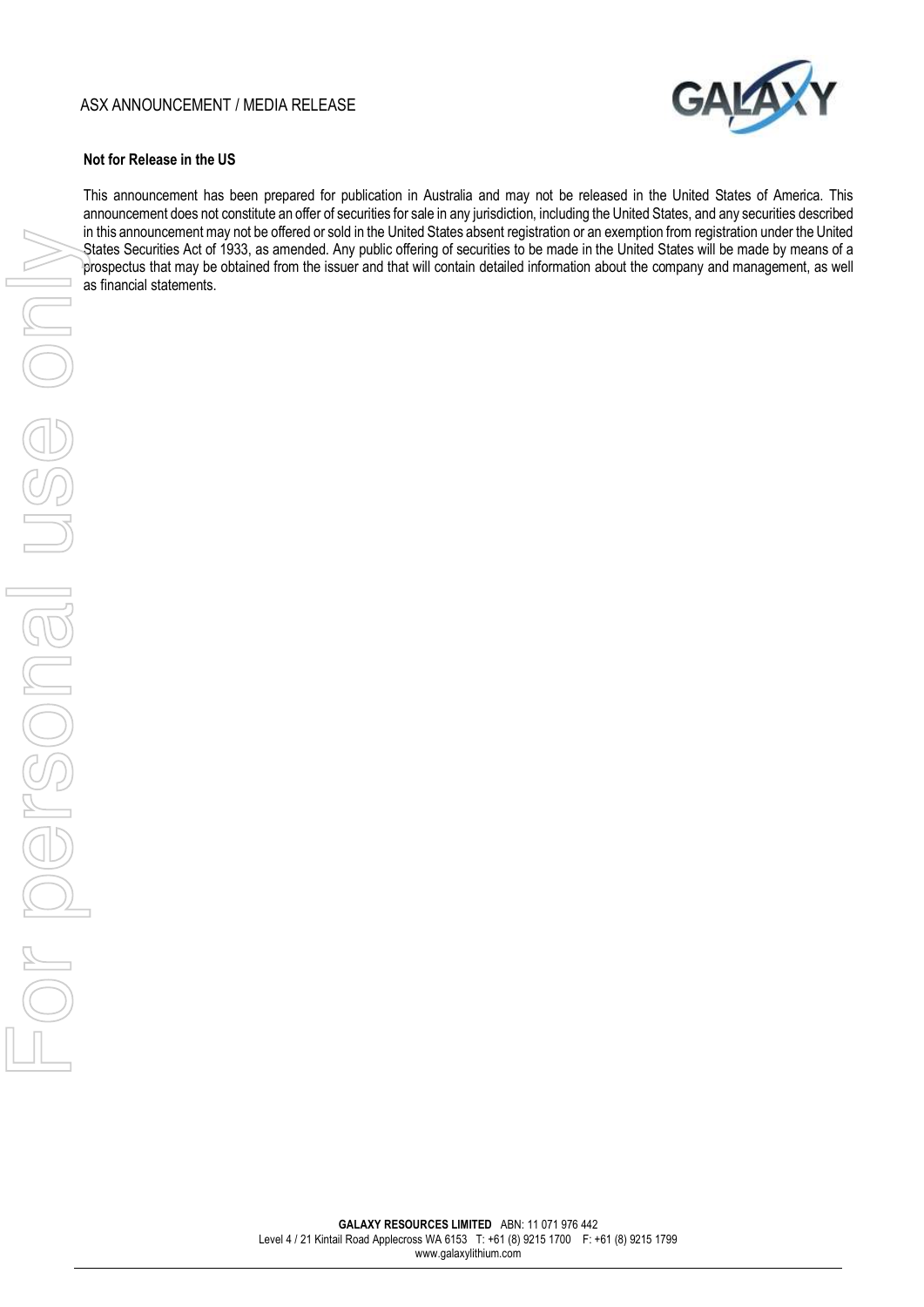**Not for Release in the US**

This announcement has been prepared for publication in Australia and may not be released in the United States of America. This announcement does not constitute an offer of securities for sale in any jurisdiction, including the United States, and any securities described in this announcement may not be offered or sold in the United States absent registration or an exemption from registration under the United States Securities Act of 1933, as amended. Any public offering of securities to be made in the United States will be made by means of a prospectus that may be obtained from the issuer and that will contain detailed information about the company and management, as well as financial statements.